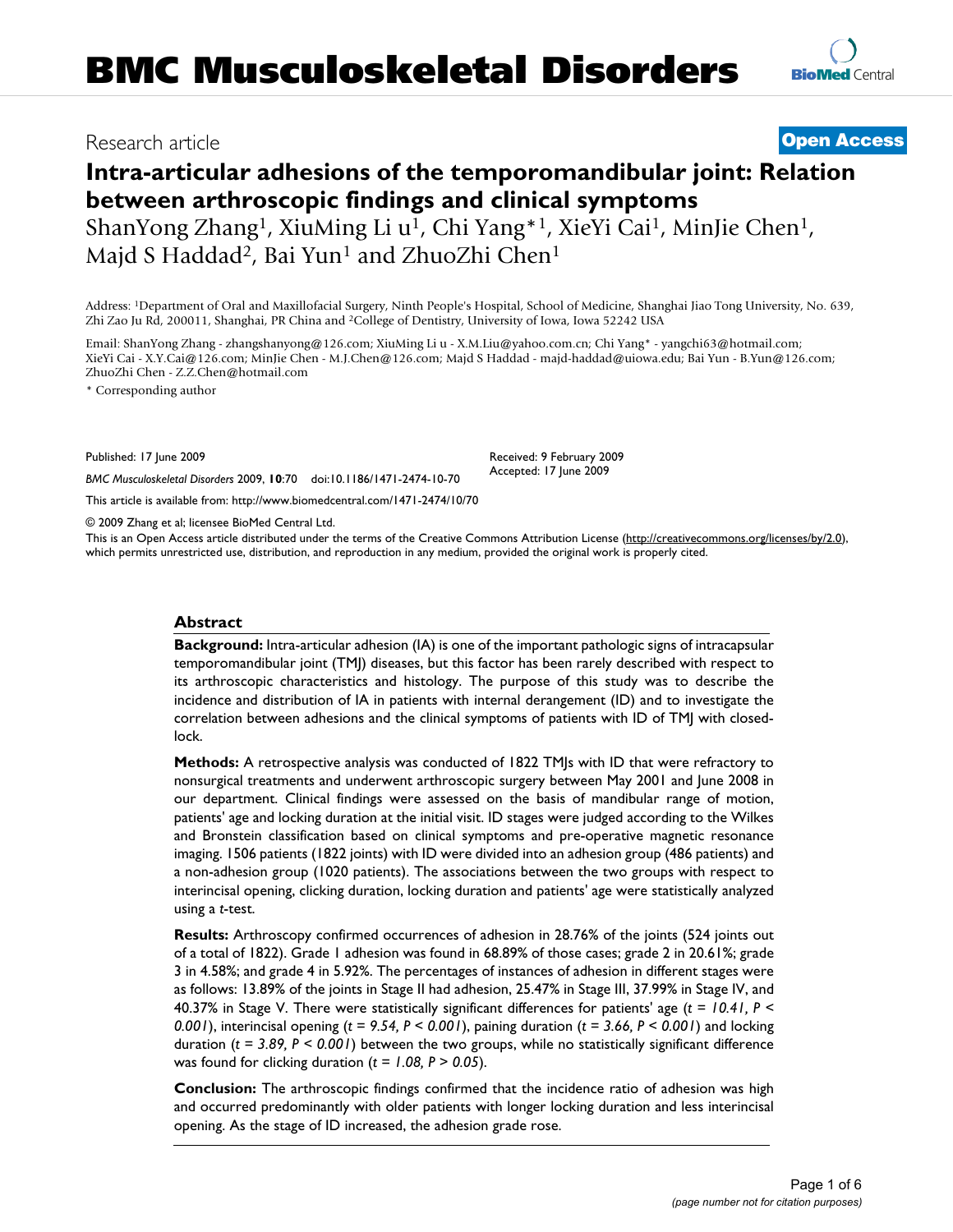# BMC Musculoskeletal Disorders

Research article **Open Access**

## Intra-articular adhesions of the temporomandibular joint: Relation between arthroscopic findings and clinical symptoms

ShanYong Zhang[1], XiuMing Li u[1], Chi Yang*[1], XieYi Cai[1], MinJie Chen[1], Majd S Haddad[2], Bai Yun[1] and ZhuoZhi Chen[1]

Address: [1]Department of Oral and Maxillofacial Surgery, Ninth People's Hospital, School of Medicine, Shanghai Jiao Tong University, No. 639, Zhi Zao Ju Rd, 200011, Shanghai, PR China and [2]College of Dentistry, University of Iowa, Iowa 52242 USA

Email: ShanYong Zhang - zhangshanyong@126.com; XiuMing Li u - X.M.Liu@yahoo.com.cn; Chi Yang* - yangchi63@hotmail.com; XieYi Cai - X.Y.Cai@126.com; MinJie Chen - M.J.Chen@126.com; Majd S Haddad - majd-haddad@uiowa.edu; Bai Yun - B.Yun@126.com; ZhuoZhi Chen - Z.Z.Chen@hotmail.com

* Corresponding author

Published: 17 June 2009

*BMC Musculoskeletal Disorders* 2009, **10**:70 doi:10.1186/1471-2474-10-70

Received: 9 February 2009
Accepted: 17 June 2009

This article is available from: http://www.biomedcentral.com/1471-2474/10/70

© 2009 Zhang et al; licensee BioMed Central Ltd.

This is an Open Access article distributed under the terms of the Creative Commons Attribution License (http://creativecommons.org/licenses/by/2.0), which permits unrestricted use, distribution, and reproduction in any medium, provided the original work is properly cited.

### Abstract

**Background:** Intra-articular adhesion (IA) is one of the important pathologic signs of intracapsular temporomandibular joint (TMJ) diseases, but this factor has been rarely described with respect to its arthroscopic characteristics and histology. The purpose of this study was to describe the incidence and distribution of IA in patients with internal derangement (ID) and to investigate the correlation between adhesions and the clinical symptoms of patients with ID of TMJ with closed-lock.

**Methods:** A retrospective analysis was conducted of 1822 TMJs with ID that were refractory to nonsurgical treatments and underwent arthroscopic surgery between May 2001 and June 2008 in our department. Clinical findings were assessed on the basis of mandibular range of motion, patients' age and locking duration at the initial visit. ID stages were judged according to the Wilkes and Bronstein classification based on clinical symptoms and pre-operative magnetic resonance imaging. 1506 patients (1822 joints) with ID were divided into an adhesion group (486 patients) and a non-adhesion group (1020 patients). The associations between the two groups with respect to interincisal opening, clicking duration, locking duration and patients' age were statistically analyzed using a *t*-test.

**Results:** Arthroscopy confirmed occurrences of adhesion in 28.76% of the joints (524 joints out of a total of 1822). Grade 1 adhesion was found in 68.89% of those cases; grade 2 in 20.61%; grade 3 in 4.58%; and grade 4 in 5.92%. The percentages of instances of adhesion in different stages were as follows: 13.89% of the joints in Stage II had adhesion, 25.47% in Stage III, 37.99% in Stage IV, and 40.37% in Stage V. There were statistically significant differences for patients' age ($t = 10.41$, $P < 0.001$), interincisal opening ($t = 9.54$, $P < 0.001$), paining duration ($t = 3.66$, $P < 0.001$) and locking duration ($t = 3.89$, $P < 0.001$) between the two groups, while no statistically significant difference was found for clicking duration ($t = 1.08$, $P > 0.05$).

**Conclusion:** The arthroscopic findings confirmed that the incidence ratio of adhesion was high and occurred predominantly with older patients with longer locking duration and less interincisal opening. As the stage of ID increased, the adhesion grade rose.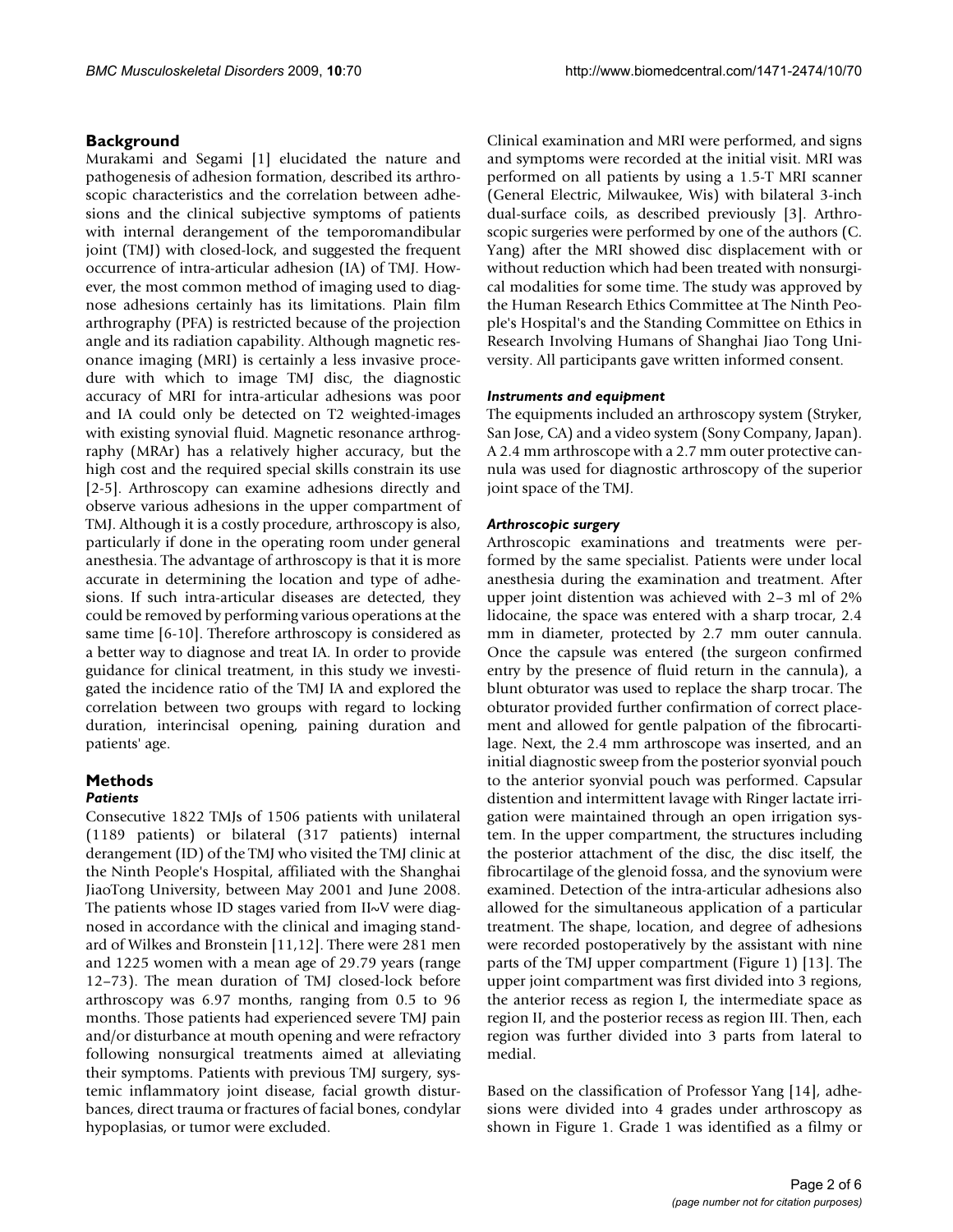## Background

Murakami and Segami [1] elucidated the nature and pathogenesis of adhesion formation, described its arthroscopic characteristics and the correlation between adhesions and the clinical subjective symptoms of patients with internal derangement of the temporomandibular joint (TMJ) with closed-lock, and suggested the frequent occurrence of intra-articular adhesion (IA) of TMJ. However, the most common method of imaging used to diagnose adhesions certainly has its limitations. Plain film arthrography (PFA) is restricted because of the projection angle and its radiation capability. Although magnetic resonance imaging (MRI) is certainly a less invasive procedure with which to image TMJ disc, the diagnostic accuracy of MRI for intra-articular adhesions was poor and IA could only be detected on T2 weighted-images with existing synovial fluid. Magnetic resonance arthrography (MRAr) has a relatively higher accuracy, but the high cost and the required special skills constrain its use [2-5]. Arthroscopy can examine adhesions directly and observe various adhesions in the upper compartment of TMJ. Although it is a costly procedure, arthroscopy is also, particularly if done in the operating room under general anesthesia. The advantage of arthroscopy is that it is more accurate in determining the location and type of adhesions. If such intra-articular diseases are detected, they could be removed by performing various operations at the same time [6-10]. Therefore arthroscopy is considered as a better way to diagnose and treat IA. In order to provide guidance for clinical treatment, in this study we investigated the incidence ratio of the TMJ IA and explored the correlation between two groups with regard to locking duration, interincisal opening, paining duration and patients' age.

## Methods

### *Patients*

Consecutive 1822 TMJs of 1506 patients with unilateral (1189 patients) or bilateral (317 patients) internal derangement (ID) of the TMJ who visited the TMJ clinic at the Ninth People's Hospital, affiliated with the Shanghai JiaoTong University, between May 2001 and June 2008. The patients whose ID stages varied from II~V were diagnosed in accordance with the clinical and imaging standard of Wilkes and Bronstein [11,12]. There were 281 men and 1225 women with a mean age of 29.79 years (range 12–73). The mean duration of TMJ closed-lock before arthroscopy was 6.97 months, ranging from 0.5 to 96 months. Those patients had experienced severe TMJ pain and/or disturbance at mouth opening and were refractory following nonsurgical treatments aimed at alleviating their symptoms. Patients with previous TMJ surgery, systemic inflammatory joint disease, facial growth disturbances, direct trauma or fractures of facial bones, condylar hypoplasias, or tumor were excluded.

Clinical examination and MRI were performed, and signs and symptoms were recorded at the initial visit. MRI was performed on all patients by using a 1.5-T MRI scanner (General Electric, Milwaukee, Wis) with bilateral 3-inch dual-surface coils, as described previously [3]. Arthroscopic surgeries were performed by one of the authors (C. Yang) after the MRI showed disc displacement with or without reduction which had been treated with nonsurgical modalities for some time. The study was approved by the Human Research Ethics Committee at The Ninth People's Hospital's and the Standing Committee on Ethics in Research Involving Humans of Shanghai Jiao Tong University. All participants gave written informed consent.

### *Instruments and equipment*

The equipments included an arthroscopy system (Stryker, San Jose, CA) and a video system (Sony Company, Japan). A 2.4 mm arthroscope with a 2.7 mm outer protective cannula was used for diagnostic arthroscopy of the superior joint space of the TMJ.

### *Arthroscopic surgery*

Arthroscopic examinations and treatments were performed by the same specialist. Patients were under local anesthesia during the examination and treatment. After upper joint distention was achieved with 2–3 ml of 2% lidocaine, the space was entered with a sharp trocar, 2.4 mm in diameter, protected by 2.7 mm outer cannula. Once the capsule was entered (the surgeon confirmed entry by the presence of fluid return in the cannula), a blunt obturator was used to replace the sharp trocar. The obturator provided further confirmation of correct placement and allowed for gentle palpation of the fibrocartilage. Next, the 2.4 mm arthroscope was inserted, and an initial diagnostic sweep from the posterior syonvial pouch to the anterior syonvial pouch was performed. Capsular distention and intermittent lavage with Ringer lactate irrigation were maintained through an open irrigation system. In the upper compartment, the structures including the posterior attachment of the disc, the disc itself, the fibrocartilage of the glenoid fossa, and the synovium were examined. Detection of the intra-articular adhesions also allowed for the simultaneous application of a particular treatment. The shape, location, and degree of adhesions were recorded postoperatively by the assistant with nine parts of the TMJ upper compartment (Figure 1) [13]. The upper joint compartment was first divided into 3 regions, the anterior recess as region I, the intermediate space as region II, and the posterior recess as region III. Then, each region was further divided into 3 parts from lateral to medial.

Based on the classification of Professor Yang [14], adhesions were divided into 4 grades under arthroscopy as shown in Figure 1. Grade 1 was identified as a filmy or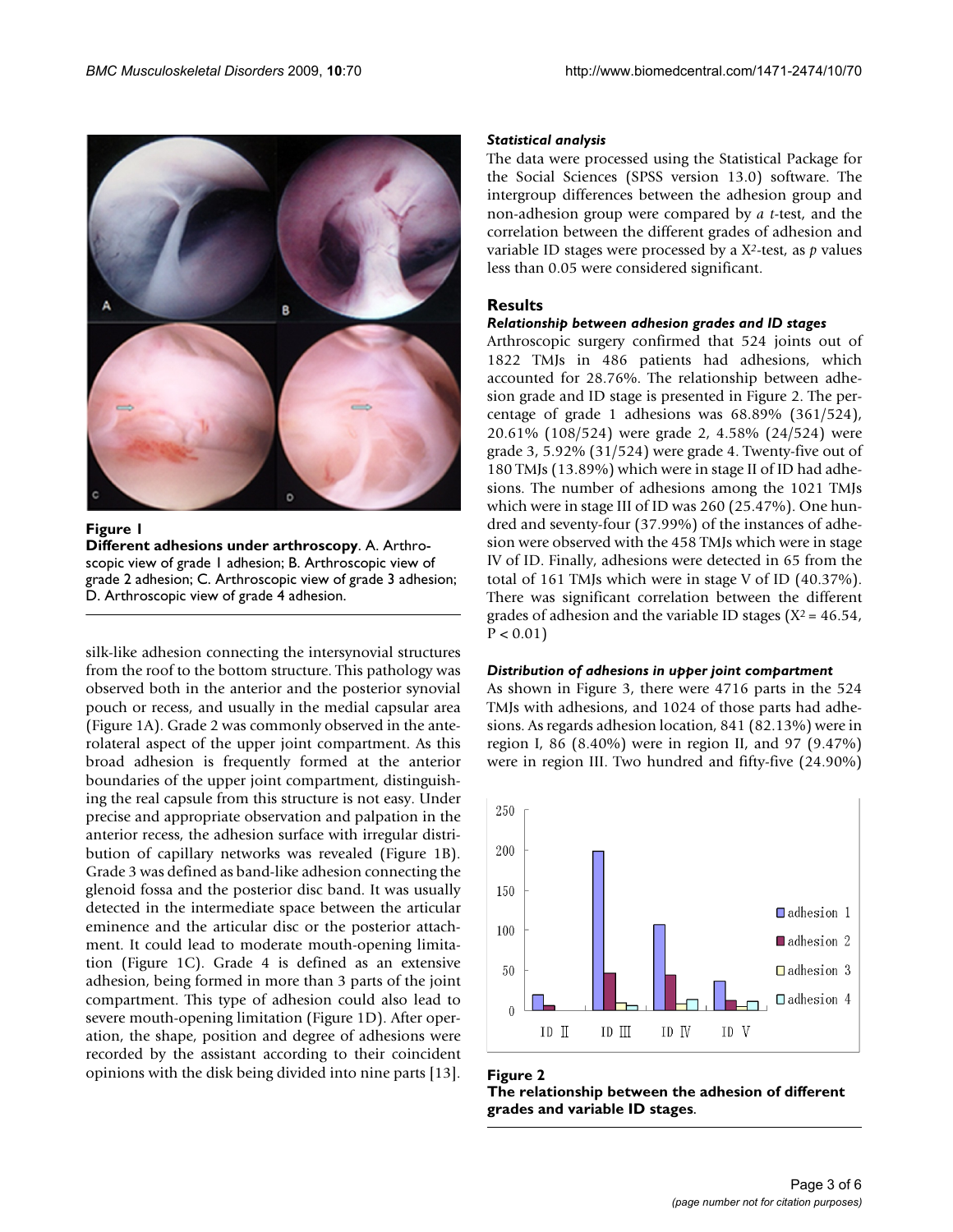**Figure 1**

**Different adhesions under arthroscopy**. A. Arthroscopic view of grade 1 adhesion; B. Arthroscopic view of grade 2 adhesion; C. Arthroscopic view of grade 3 adhesion; D. Arthroscopic view of grade 4 adhesion.

silk-like adhesion connecting the intersynovial structures from the roof to the bottom structure. This pathology was observed both in the anterior and the posterior synovial pouch or recess, and usually in the medial capsular area (Figure 1A). Grade 2 was commonly observed in the anterolateral aspect of the upper joint compartment. As this broad adhesion is frequently formed at the anterior boundaries of the upper joint compartment, distinguishing the real capsule from this structure is not easy. Under precise and appropriate observation and palpation in the anterior recess, the adhesion surface with irregular distribution of capillary networks was revealed (Figure 1B). Grade 3 was defined as band-like adhesion connecting the glenoid fossa and the posterior disc band. It was usually detected in the intermediate space between the articular eminence and the articular disc or the posterior attachment. It could lead to moderate mouth-opening limitation (Figure 1C). Grade 4 is defined as an extensive adhesion, being formed in more than 3 parts of the joint compartment. This type of adhesion could also lead to severe mouth-opening limitation (Figure 1D). After operation, the shape, position and degree of adhesions were recorded by the assistant according to their coincident opinions with the disk being divided into nine parts [13].

### *Statistical analysis*

The data were processed using the Statistical Package for the Social Sciences (SPSS version 13.0) software. The intergroup differences between the adhesion group and non-adhesion group were compared by *a t*-test, and the correlation between the different grades of adhesion and variable ID stages were processed by a $X^2$-test, as *p* values less than 0.05 were considered significant.

## Results

### *Relationship between adhesion grades and ID stages*

Arthroscopic surgery confirmed that 524 joints out of 1822 TMJs in 486 patients had adhesions, which accounted for 28.76%. The relationship between adhesion grade and ID stage is presented in Figure 2. The percentage of grade 1 adhesions was 68.89% (361/524), 20.61% (108/524) were grade 2, 4.58% (24/524) were grade 3, 5.92% (31/524) were grade 4. Twenty-five out of 180 TMJs (13.89%) which were in stage II of ID had adhesions. The number of adhesions among the 1021 TMJs which were in stage III of ID was 260 (25.47%). One hundred and seventy-four (37.99%) of the instances of adhesion were observed with the 458 TMJs which were in stage IV of ID. Finally, adhesions were detected in 65 from the total of 161 TMJs which were in stage V of ID (40.37%). There was significant correlation between the different grades of adhesion and the variable ID stages ($X^2 = 46.54$, $P < 0.01$)

### *Distribution of adhesions in upper joint compartment*

As shown in Figure 3, there were 4716 parts in the 524 TMJs with adhesions, and 1024 of those parts had adhesions. As regards adhesion location, 841 (82.13%) were in region I, 86 (8.40%) were in region II, and 97 (9.47%) were in region III. Two hundred and fifty-five (24.90%)

**Figure 2**

**The relationship between the adhesion of different grades and variable ID stages**.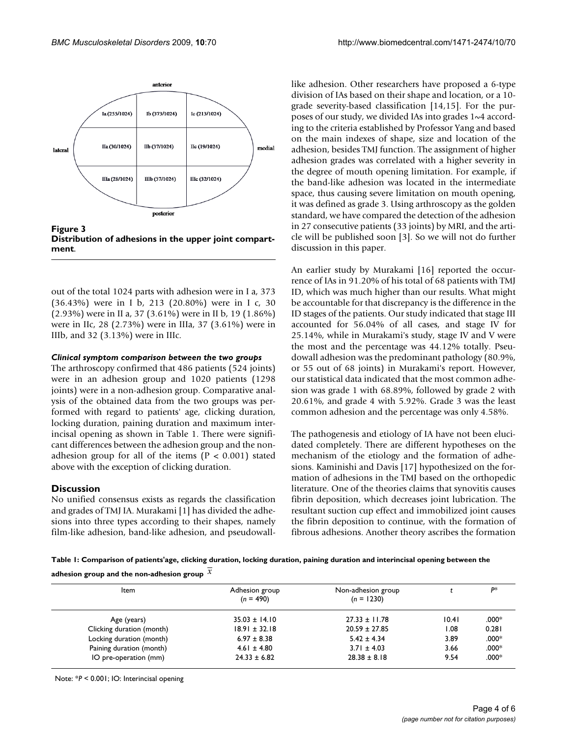anterior

| Ia (255/1024) | Ib (373/1024) | Ic (213/1024) |
|---|---|---|
| IIa (30/1024) | IIb (37/1024) | IIc (19/1024) |
| IIIa (28/1024) | IIIb (37/1024) | IIIc (32/1024) |

lateral — medial

posterior

**Figure 3**
**Distribution of adhesions in the upper joint compartment.**

out of the total 1024 parts with adhesion were in I a, 373 (36.43%) were in I b, 213 (20.80%) were in I c, 30 (2.93%) were in II a, 37 (3.61%) were in II b, 19 (1.86%) were in IIc, 28 (2.73%) were in IIIa, 37 (3.61%) were in IIIb, and 32 (3.13%) were in IIIc.

#### *Clinical symptom comparison between the two groups*

The arthroscopy confirmed that 486 patients (524 joints) were in an adhesion group and 1020 patients (1298 joints) were in a non-adhesion group. Comparative analysis of the obtained data from the two groups was performed with regard to patients' age, clicking duration, locking duration, paining duration and maximum interincisal opening as shown in Table 1. There were significant differences between the adhesion group and the non-adhesion group for all of the items ($P < 0.001$) stated above with the exception of clicking duration.

## Discussion

No unified consensus exists as regards the classification and grades of TMJ IA. Murakami [1] has divided the adhesions into three types according to their shapes, namely film-like adhesion, band-like adhesion, and pseudowall-like adhesion. Other researchers have proposed a 6-type division of IAs based on their shape and location, or a 10-grade severity-based classification [14,15]. For the purposes of our study, we divided IAs into grades 1~4 according to the criteria established by Professor Yang and based on the main indexes of shape, size and location of the adhesion, besides TMJ function. The assignment of higher adhesion grades was correlated with a higher severity in the degree of mouth opening limitation. For example, if the band-like adhesion was located in the intermediate space, thus causing severe limitation on mouth opening, it was defined as grade 3. Using arthroscopy as the golden standard, we have compared the detection of the adhesion in 27 consecutive patients (33 joints) by MRI, and the article will be published soon [3]. So we will not do further discussion in this paper.

An earlier study by Murakami [16] reported the occurrence of IAs in 91.20% of his total of 68 patients with TMJ ID, which was much higher than our results. What might be accountable for that discrepancy is the difference in the ID stages of the patients. Our study indicated that stage III accounted for 56.04% of all cases, and stage IV for 25.14%, while in Murakami's study, stage IV and V were the most and the percentage was 44.12% totally. Pseudowall adhesion was the predominant pathology (80.9%, or 55 out of 68 joints) in Murakami's report. However, our statistical data indicated that the most common adhesion was grade 1 with 68.89%, followed by grade 2 with 20.61%, and grade 4 with 5.92%. Grade 3 was the least common adhesion and the percentage was only 4.58%.

The pathogenesis and etiology of IA have not been elucidated completely. There are different hypotheses on the mechanism of the etiology and the formation of adhesions. Kaminishi and Davis [17] hypothesized on the formation of adhesions in the TMJ based on the orthopedic literature. One of the theories claims that synovitis causes fibrin deposition, which decreases joint lubrication. The resultant suction cup effect and immobilized joint causes the fibrin deposition to continue, with the formation of fibrous adhesions. Another theory ascribes the formation

**Table 1: Comparison of patients'age, clicking duration, locking duration, paining duration and interincisal opening between the adhesion group and the non-adhesion group** $\bar{x}$

| Item | Adhesion group ($n$ = 490) | Non-adhesion group ($n$ = 1230) | $t$ | $P$* |
|---|---|---|---|---|
| Age (years) | 35.03 ± 14.10 | 27.33 ± 11.78 | 10.41 | .000* |
| Clicking duration (month) | 18.91 ± 32.18 | 20.59 ± 27.85 | 1.08 | 0.281 |
| Locking duration (month) | 6.97 ± 8.38 | 5.42 ± 4.34 | 3.89 | .000* |
| Paining duration (month) | 4.61 ± 4.80 | 3.71 ± 4.03 | 3.66 | .000* |
| IO pre-operation (mm) | 24.33 ± 6.82 | 28.38 ± 8.18 | 9.54 | .000* |

Note: *$P < 0.001$; IO: Interincisal opening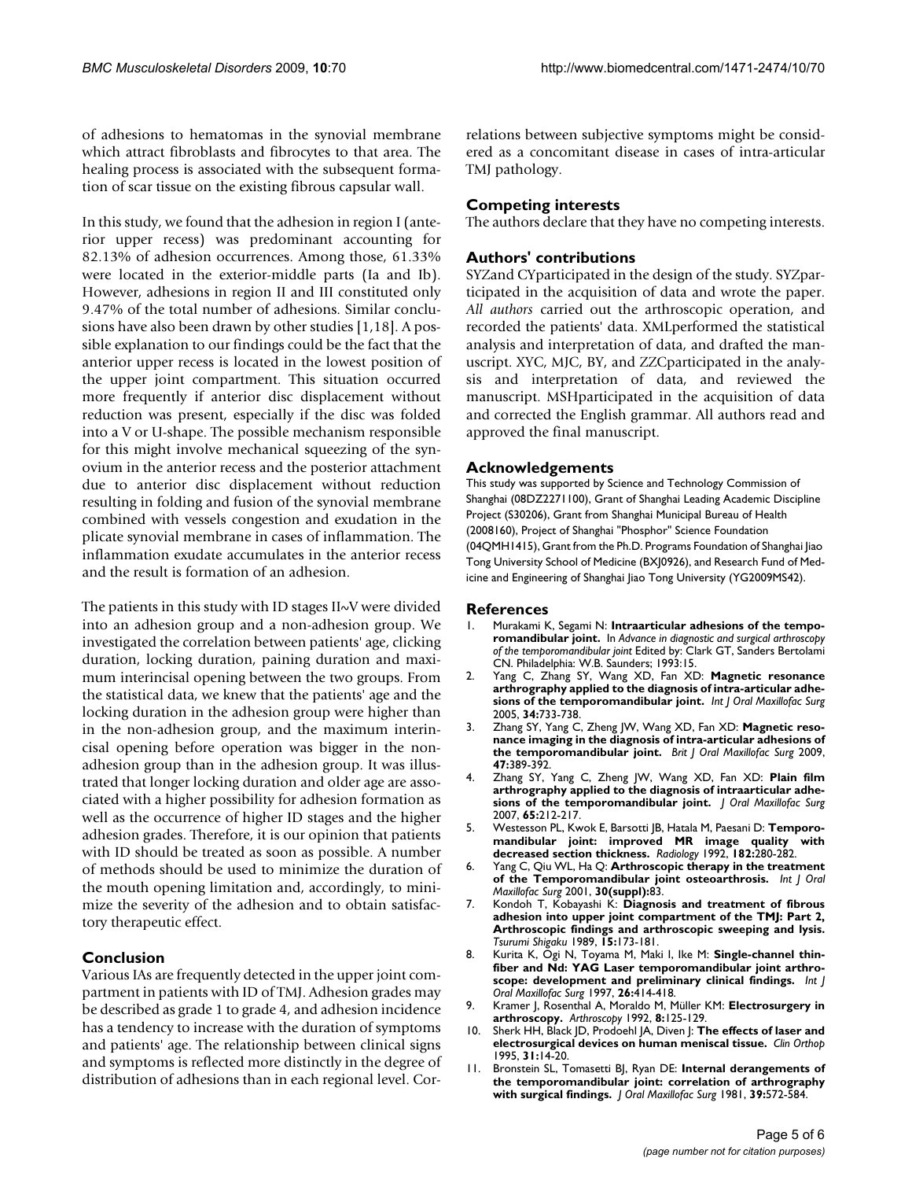of adhesions to hematomas in the synovial membrane which attract fibroblasts and fibrocytes to that area. The healing process is associated with the subsequent formation of scar tissue on the existing fibrous capsular wall.

In this study, we found that the adhesion in region I (anterior upper recess) was predominant accounting for 82.13% of adhesion occurrences. Among those, 61.33% were located in the exterior-middle parts (Ia and Ib). However, adhesions in region II and III constituted only 9.47% of the total number of adhesions. Similar conclusions have also been drawn by other studies [1,18]. A possible explanation to our findings could be the fact that the anterior upper recess is located in the lowest position of the upper joint compartment. This situation occurred more frequently if anterior disc displacement without reduction was present, especially if the disc was folded into a V or U-shape. The possible mechanism responsible for this might involve mechanical squeezing of the synovium in the anterior recess and the posterior attachment due to anterior disc displacement without reduction resulting in folding and fusion of the synovial membrane combined with vessels congestion and exudation in the plicate synovial membrane in cases of inflammation. The inflammation exudate accumulates in the anterior recess and the result is formation of an adhesion.

The patients in this study with ID stages II~V were divided into an adhesion group and a non-adhesion group. We investigated the correlation between patients' age, clicking duration, locking duration, paining duration and maximum interincisal opening between the two groups. From the statistical data, we knew that the patients' age and the locking duration in the adhesion group were higher than in the non-adhesion group, and the maximum interincisal opening before operation was bigger in the non-adhesion group than in the adhesion group. It was illustrated that longer locking duration and older age are associated with a higher possibility for adhesion formation as well as the occurrence of higher ID stages and the higher adhesion grades. Therefore, it is our opinion that patients with ID should be treated as soon as possible. A number of methods should be used to minimize the duration of the mouth opening limitation and, accordingly, to minimize the severity of the adhesion and to obtain satisfactory therapeutic effect.

## Conclusion

Various IAs are frequently detected in the upper joint compartment in patients with ID of TMJ. Adhesion grades may be described as grade 1 to grade 4, and adhesion incidence has a tendency to increase with the duration of symptoms and patients' age. The relationship between clinical signs and symptoms is reflected more distinctly in the degree of distribution of adhesions than in each regional level. Correlations between subjective symptoms might be considered as a concomitant disease in cases of intra-articular TMJ pathology.

## Competing interests

The authors declare that they have no competing interests.

## Authors' contributions

SYZand CYparticipated in the design of the study. SYZparticipated in the acquisition of data and wrote the paper. *All authors* carried out the arthroscopic operation, and recorded the patients' data. XMLperformed the statistical analysis and interpretation of data, and drafted the manuscript. XYC, MJC, BY, and ZZCparticipated in the analysis and interpretation of data, and reviewed the manuscript. MSHparticipated in the acquisition of data and corrected the English grammar. All authors read and approved the final manuscript.

## Acknowledgements

This study was supported by Science and Technology Commission of Shanghai (08DZ2271100), Grant of Shanghai Leading Academic Discipline Project (S30206), Grant from Shanghai Municipal Bureau of Health (2008160), Project of Shanghai "Phosphor" Science Foundation (04QMH1415), Grant from the Ph.D. Programs Foundation of Shanghai Jiao Tong University School of Medicine (BXJ0926), and Research Fund of Medicine and Engineering of Shanghai Jiao Tong University (YG2009MS42).

## References

1. Murakami K, Segami N: **Intraarticular adhesions of the temporomandibular joint.** In *Advance in diagnostic and surgical arthroscopy of the temporomandibular joint* Edited by: Clark GT, Sanders Bertolami CN. Philadelphia: W.B. Saunders; 1993:15.
2. Yang C, Zhang SY, Wang XD, Fan XD: **Magnetic resonance arthrography applied to the diagnosis of intra-articular adhesions of the temporomandibular joint.** *Int J Oral Maxillofac Surg* 2005, **34:**733-738.
3. Zhang SY, Yang C, Zheng JW, Wang XD, Fan XD: **Magnetic resonance imaging in the diagnosis of intra-articular adhesions of the temporomandibular joint.** *Brit J Oral Maxillofac Surg* 2009, **47:**389-392.
4. Zhang SY, Yang C, Zheng JW, Wang XD, Fan XD: **Plain film arthrography applied to the diagnosis of intraarticular adhesions of the temporomandibular joint.** *J Oral Maxillofac Surg* 2007, **65:**212-217.
5. Westesson PL, Kwok E, Barsotti JB, Hatala M, Paesani D: **Temporomandibular joint: improved MR image quality with decreased section thickness.** *Radiology* 1992, **182:**280-282.
6. Yang C, Qiu WL, Ha Q: **Arthroscopic therapy in the treatment of the Temporomandibular joint osteoarthrosis.** *Int J Oral Maxillofac Surg* 2001, **30(suppl):**83.
7. Kondoh T, Kobayashi K: **Diagnosis and treatment of fibrous adhesion into upper joint compartment of the TMJ: Part 2, Arthroscopic findings and arthroscopic sweeping and lysis.** *Tsurumi Shigaku* 1989, **15:**173-181.
8. Kurita K, Ogi N, Toyama M, Maki I, Ike M: **Single-channel thin-fiber and Nd: YAG Laser temporomandibular joint arthroscope: development and preliminary clinical findings.** *Int J Oral Maxillofac Surg* 1997, **26:**414-418.
9. Kramer J, Rosenthal A, Moraldo M, Müller KM: **Electrosurgery in arthroscopy.** *Arthroscopy* 1992, **8:**125-129.
10. Sherk HH, Black JD, Prodoehl JA, Diven J: **The effects of laser and electrosurgical devices on human meniscal tissue.** *Clin Orthop* 1995, **31:**14-20.
11. Bronstein SL, Tomasetti BJ, Ryan DE: **Internal derangements of the temporomandibular joint: correlation of arthrography with surgical findings.** *J Oral Maxillofac Surg* 1981, **39:**572-584.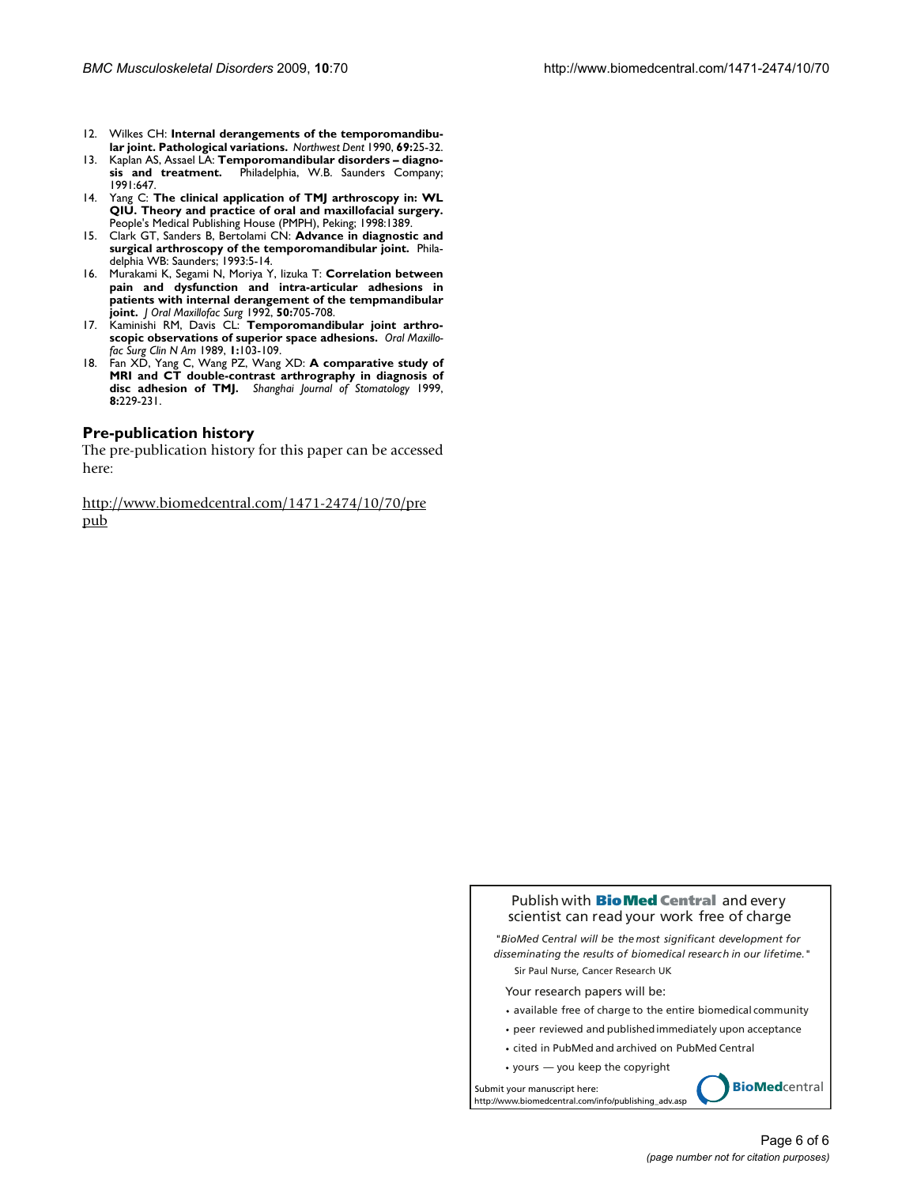12. Wilkes CH: **Internal derangements of the temporomandibular joint. Pathological variations.** *Northwest Dent* 1990, **69:**25-32.
13. Kaplan AS, Assael LA: **Temporomandibular disorders – diagnosis and treatment.** Philadelphia, W.B. Saunders Company; 1991:647.
14. Yang C: **The clinical application of TMJ arthroscopy in: WL QIU. Theory and practice of oral and maxillofacial surgery.** People's Medical Publishing House (PMPH), Peking; 1998:1389.
15. Clark GT, Sanders B, Bertolami CN: **Advance in diagnostic and surgical arthroscopy of the temporomandibular joint.** Philadelphia WB: Saunders; 1993:5-14.
16. Murakami K, Segami N, Moriya Y, Iizuka T: **Correlation between pain and dysfunction and intra-articular adhesions in patients with internal derangement of the tempmandibular joint.** *J Oral Maxillofac Surg* 1992, **50:**705-708.
17. Kaminishi RM, Davis CL: **Temporomandibular joint arthroscopic observations of superior space adhesions.** *Oral Maxillofac Surg Clin N Am* 1989, **1:**103-109.
18. Fan XD, Yang C, Wang PZ, Wang XD: **A comparative study of MRI and CT double-contrast arthrography in diagnosis of disc adhesion of TMJ.** *Shanghai Journal of Stomatology* 1999, **8:**229-231.

## Pre-publication history

The pre-publication history for this paper can be accessed here:

http://www.biomedcentral.com/1471-2474/10/70/prepub

Publish with **BioMed Central** and every scientist can read your work free of charge

*"BioMed Central will be the most significant development for disseminating the results of biomedical research in our lifetime."*

Sir Paul Nurse, Cancer Research UK

Your research papers will be:

- available free of charge to the entire biomedical community
- peer reviewed and published immediately upon acceptance
- cited in PubMed and archived on PubMed Central
- yours — you keep the copyright

Submit your manuscript here:
http://www.biomedcentral.com/info/publishing_adv.asp

**BioMed**central